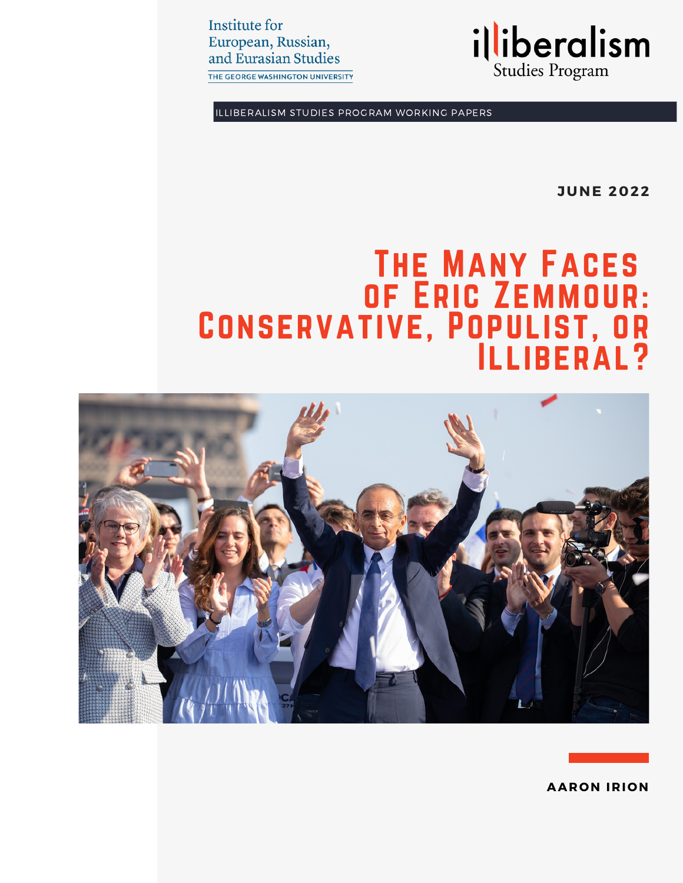Institute for European, Russian, and Eurasian Studies
THE GEORGE WASHINGTON UNIVERSITY

illiberalism Studies Program

ILLIBERALISM STUDIES PROGRAM WORKING PAPERS

**JUNE 2022**

# The Many Faces of Eric Zemmour: Conservative, Populist, or Illiberal?

**AARON IRION**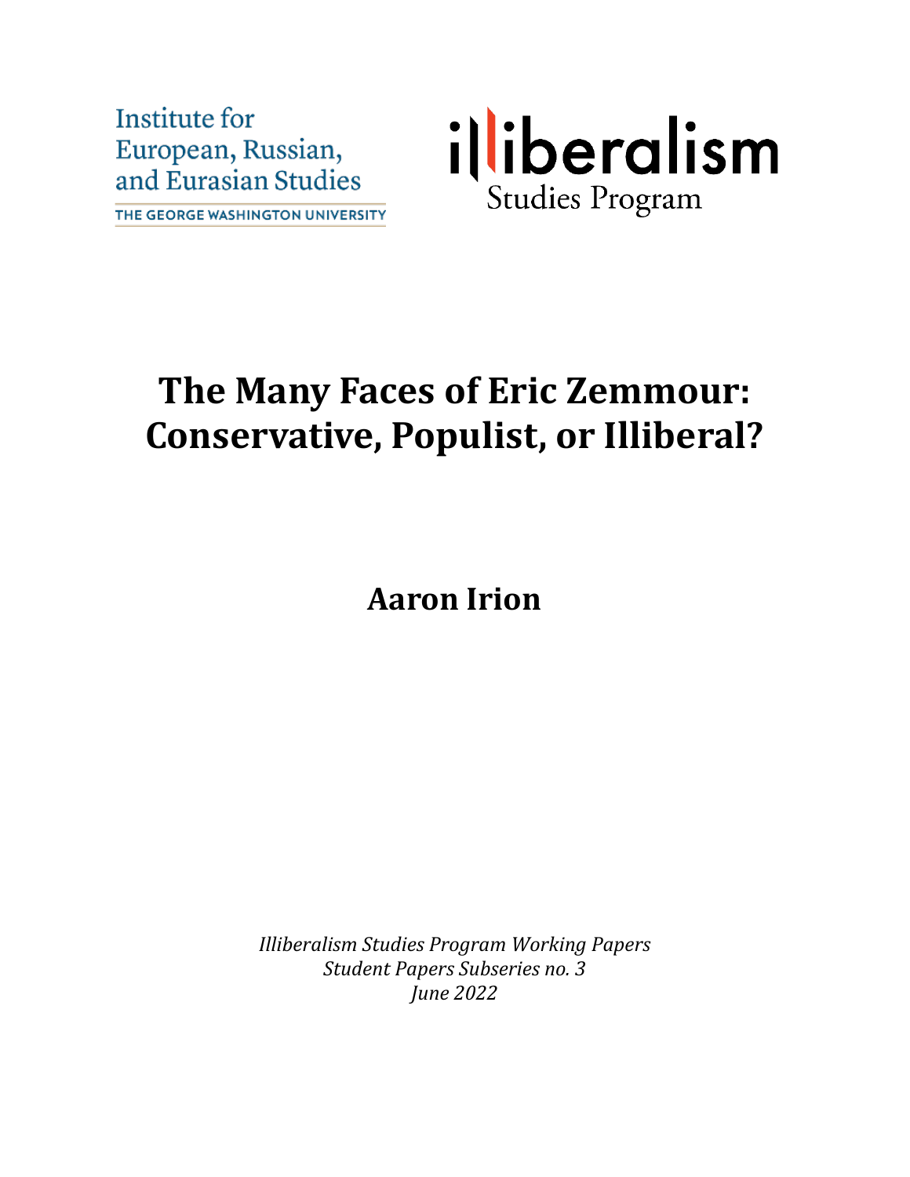Institute for European, Russian, and Eurasian Studies

THE GEORGE WASHINGTON UNIVERSITY

illiberalism Studies Program

# The Many Faces of Eric Zemmour: Conservative, Populist, or Illiberal?

**Aaron Irion**

*Illiberalism Studies Program Working Papers*
*Student Papers Subseries no. 3*
*June 2022*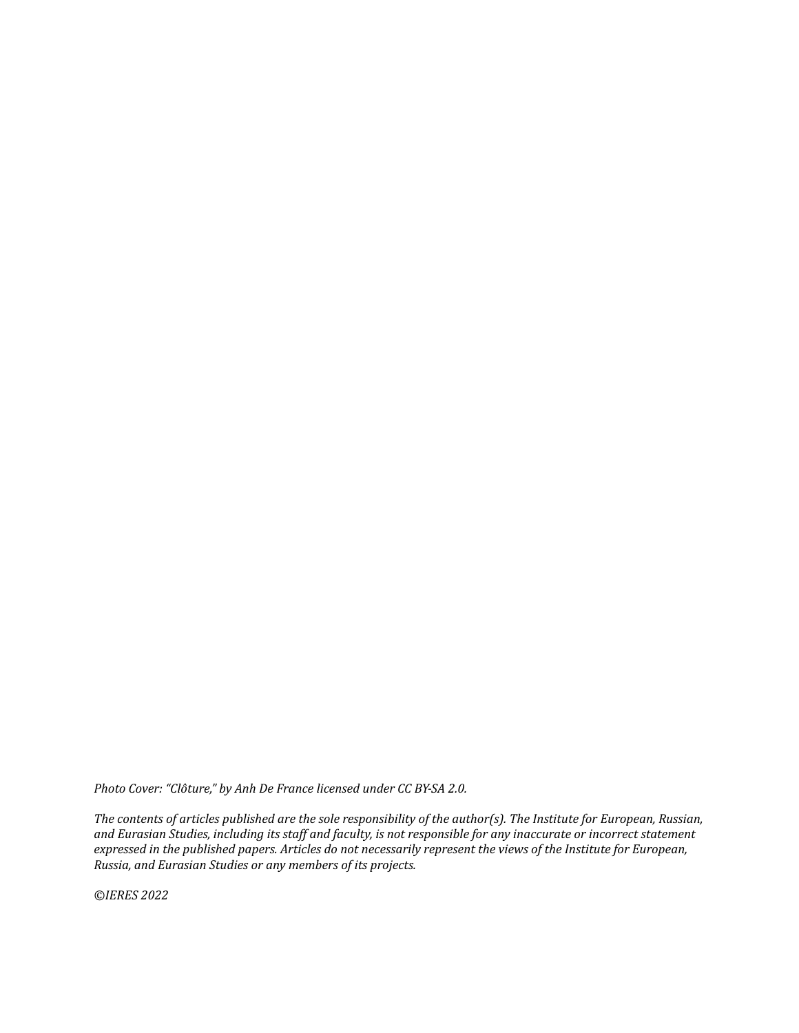*Photo Cover: "Clôture," by Anh De France licensed under CC BY-SA 2.0.*

*The contents of articles published are the sole responsibility of the author(s). The Institute for European, Russian, and Eurasian Studies, including its staff and faculty, is not responsible for any inaccurate or incorrect statement expressed in the published papers. Articles do not necessarily represent the views of the Institute for European, Russia, and Eurasian Studies or any members of its projects.*

*©IERES 2022*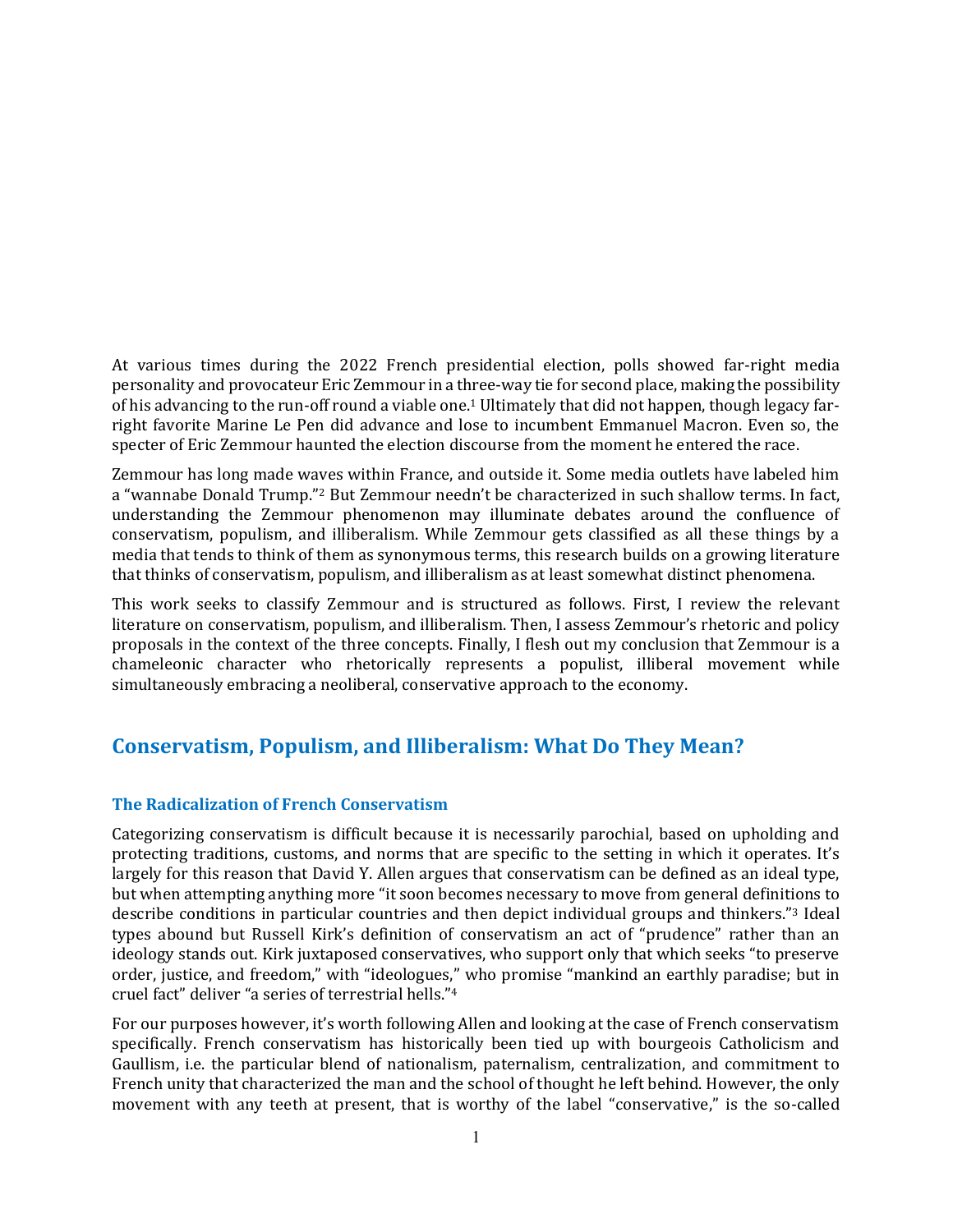At various times during the 2022 French presidential election, polls showed far-right media personality and provocateur Eric Zemmour in a three-way tie for second place, making the possibility of his advancing to the run-off round a viable one.[1] Ultimately that did not happen, though legacy far-right favorite Marine Le Pen did advance and lose to incumbent Emmanuel Macron. Even so, the specter of Eric Zemmour haunted the election discourse from the moment he entered the race.

Zemmour has long made waves within France, and outside it. Some media outlets have labeled him a "wannabe Donald Trump."[2] But Zemmour needn't be characterized in such shallow terms. In fact, understanding the Zemmour phenomenon may illuminate debates around the confluence of conservatism, populism, and illiberalism. While Zemmour gets classified as all these things by a media that tends to think of them as synonymous terms, this research builds on a growing literature that thinks of conservatism, populism, and illiberalism as at least somewhat distinct phenomena.

This work seeks to classify Zemmour and is structured as follows. First, I review the relevant literature on conservatism, populism, and illiberalism. Then, I assess Zemmour's rhetoric and policy proposals in the context of the three concepts. Finally, I flesh out my conclusion that Zemmour is a chameleonic character who rhetorically represents a populist, illiberal movement while simultaneously embracing a neoliberal, conservative approach to the economy.

## Conservatism, Populism, and Illiberalism: What Do They Mean?

### The Radicalization of French Conservatism

Categorizing conservatism is difficult because it is necessarily parochial, based on upholding and protecting traditions, customs, and norms that are specific to the setting in which it operates. It's largely for this reason that David Y. Allen argues that conservatism can be defined as an ideal type, but when attempting anything more "it soon becomes necessary to move from general definitions to describe conditions in particular countries and then depict individual groups and thinkers."[3] Ideal types abound but Russell Kirk's definition of conservatism an act of "prudence" rather than an ideology stands out. Kirk juxtaposed conservatives, who support only that which seeks "to preserve order, justice, and freedom," with "ideologues," who promise "mankind an earthly paradise; but in cruel fact" deliver "a series of terrestrial hells."[4]

For our purposes however, it's worth following Allen and looking at the case of French conservatism specifically. French conservatism has historically been tied up with bourgeois Catholicism and Gaullism, i.e. the particular blend of nationalism, paternalism, centralization, and commitment to French unity that characterized the man and the school of thought he left behind. However, the only movement with any teeth at present, that is worthy of the label "conservative," is the so-called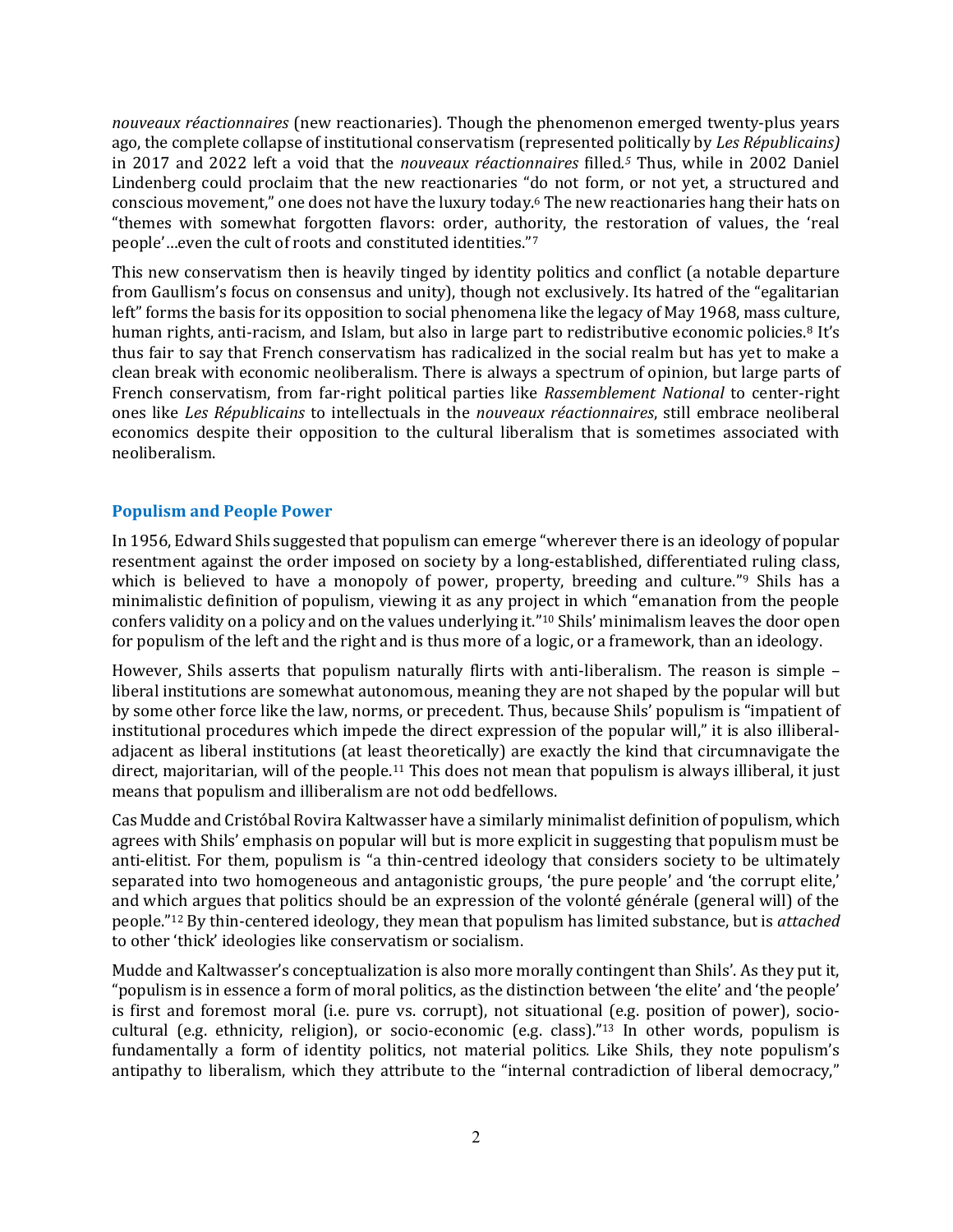*nouveaux réactionnaires* (new reactionaries). Though the phenomenon emerged twenty-plus years ago, the complete collapse of institutional conservatism (represented politically by *Les Républicains)* in 2017 and 2022 left a void that the *nouveaux réactionnaires* filled.[5] Thus, while in 2002 Daniel Lindenberg could proclaim that the new reactionaries "do not form, or not yet, a structured and conscious movement," one does not have the luxury today.[6] The new reactionaries hang their hats on "themes with somewhat forgotten flavors: order, authority, the restoration of values, the 'real people'…even the cult of roots and constituted identities."[7]

This new conservatism then is heavily tinged by identity politics and conflict (a notable departure from Gaullism's focus on consensus and unity), though not exclusively. Its hatred of the "egalitarian left" forms the basis for its opposition to social phenomena like the legacy of May 1968, mass culture, human rights, anti-racism, and Islam, but also in large part to redistributive economic policies.[8] It's thus fair to say that French conservatism has radicalized in the social realm but has yet to make a clean break with economic neoliberalism. There is always a spectrum of opinion, but large parts of French conservatism, from far-right political parties like *Rassemblement National* to center-right ones like *Les Républicains* to intellectuals in the *nouveaux réactionnaires*, still embrace neoliberal economics despite their opposition to the cultural liberalism that is sometimes associated with neoliberalism.

## Populism and People Power

In 1956, Edward Shils suggested that populism can emerge "wherever there is an ideology of popular resentment against the order imposed on society by a long-established, differentiated ruling class, which is believed to have a monopoly of power, property, breeding and culture."[9] Shils has a minimalistic definition of populism, viewing it as any project in which "emanation from the people confers validity on a policy and on the values underlying it."[10] Shils' minimalism leaves the door open for populism of the left and the right and is thus more of a logic, or a framework, than an ideology.

However, Shils asserts that populism naturally flirts with anti-liberalism. The reason is simple – liberal institutions are somewhat autonomous, meaning they are not shaped by the popular will but by some other force like the law, norms, or precedent. Thus, because Shils' populism is "impatient of institutional procedures which impede the direct expression of the popular will," it is also illiberal-adjacent as liberal institutions (at least theoretically) are exactly the kind that circumnavigate the direct, majoritarian, will of the people.[11] This does not mean that populism is always illiberal, it just means that populism and illiberalism are not odd bedfellows.

Cas Mudde and Cristóbal Rovira Kaltwasser have a similarly minimalist definition of populism, which agrees with Shils' emphasis on popular will but is more explicit in suggesting that populism must be anti-elitist. For them, populism is "a thin-centred ideology that considers society to be ultimately separated into two homogeneous and antagonistic groups, 'the pure people' and 'the corrupt elite,' and which argues that politics should be an expression of the volonté générale (general will) of the people."[12] By thin-centered ideology, they mean that populism has limited substance, but is *attached* to other 'thick' ideologies like conservatism or socialism.

Mudde and Kaltwasser's conceptualization is also more morally contingent than Shils'. As they put it, "populism is in essence a form of moral politics, as the distinction between 'the elite' and 'the people' is first and foremost moral (i.e. pure vs. corrupt), not situational (e.g. position of power), socio-cultural (e.g. ethnicity, religion), or socio-economic (e.g. class)."[13] In other words, populism is fundamentally a form of identity politics, not material politics. Like Shils, they note populism's antipathy to liberalism, which they attribute to the "internal contradiction of liberal democracy,"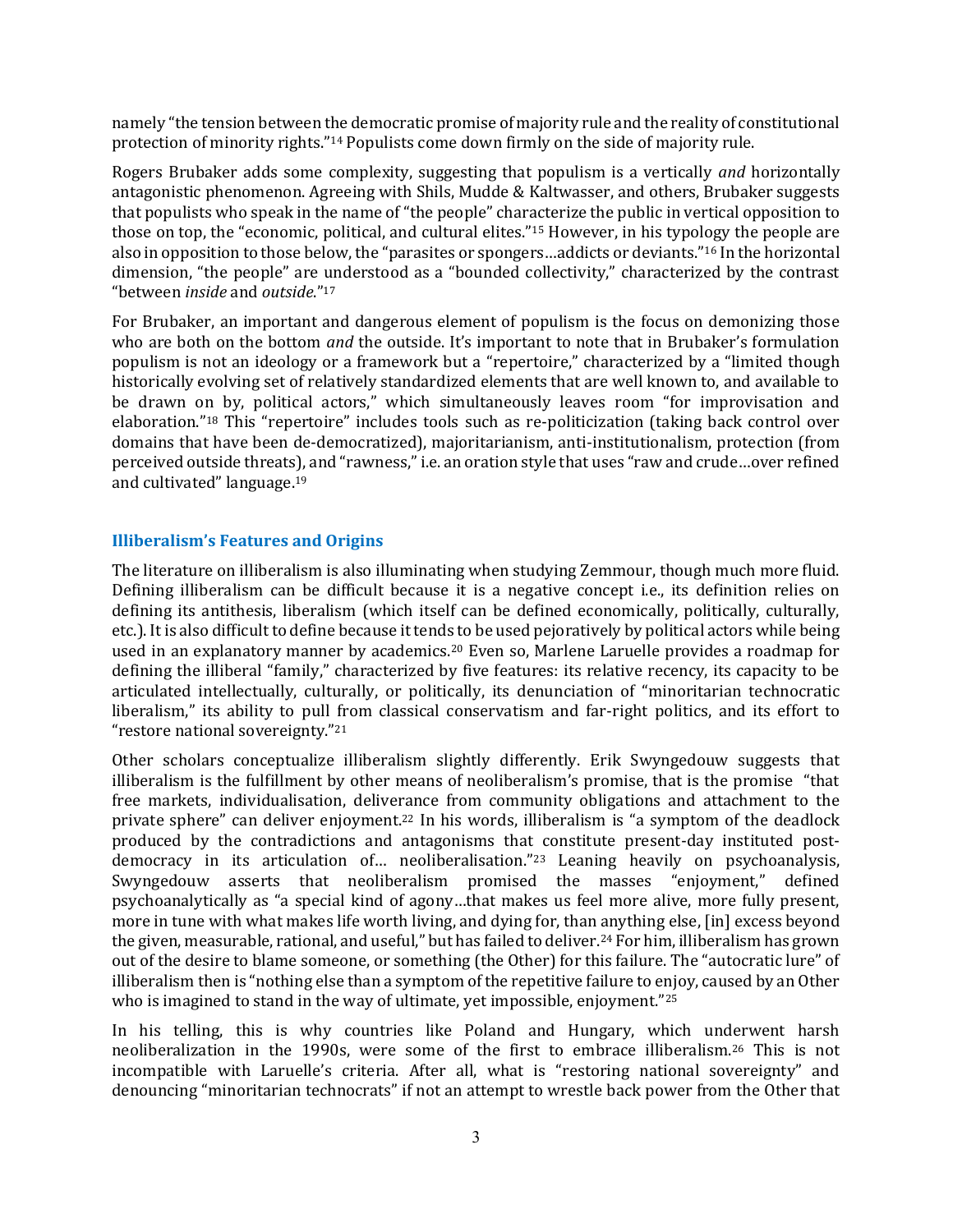namely "the tension between the democratic promise of majority rule and the reality of constitutional protection of minority rights."[14] Populists come down firmly on the side of majority rule.

Rogers Brubaker adds some complexity, suggesting that populism is a vertically *and* horizontally antagonistic phenomenon. Agreeing with Shils, Mudde & Kaltwasser, and others, Brubaker suggests that populists who speak in the name of "the people" characterize the public in vertical opposition to those on top, the "economic, political, and cultural elites."[15] However, in his typology the people are also in opposition to those below, the "parasites or spongers…addicts or deviants."[16] In the horizontal dimension, "the people" are understood as a "bounded collectivity," characterized by the contrast "between *inside* and *outside*."[17]

For Brubaker, an important and dangerous element of populism is the focus on demonizing those who are both on the bottom *and* the outside. It's important to note that in Brubaker's formulation populism is not an ideology or a framework but a "repertoire," characterized by a "limited though historically evolving set of relatively standardized elements that are well known to, and available to be drawn on by, political actors," which simultaneously leaves room "for improvisation and elaboration."[18] This "repertoire" includes tools such as re-politicization (taking back control over domains that have been de-democratized), majoritarianism, anti-institutionalism, protection (from perceived outside threats), and "rawness," i.e. an oration style that uses "raw and crude…over refined and cultivated" language.[19]

## Illiberalism's Features and Origins

The literature on illiberalism is also illuminating when studying Zemmour, though much more fluid. Defining illiberalism can be difficult because it is a negative concept i.e., its definition relies on defining its antithesis, liberalism (which itself can be defined economically, politically, culturally, etc.). It is also difficult to define because it tends to be used pejoratively by political actors while being used in an explanatory manner by academics.[20] Even so, Marlene Laruelle provides a roadmap for defining the illiberal "family," characterized by five features: its relative recency, its capacity to be articulated intellectually, culturally, or politically, its denunciation of "minoritarian technocratic liberalism," its ability to pull from classical conservatism and far-right politics, and its effort to "restore national sovereignty."[21]

Other scholars conceptualize illiberalism slightly differently. Erik Swyngedouw suggests that illiberalism is the fulfillment by other means of neoliberalism's promise, that is the promise "that free markets, individualisation, deliverance from community obligations and attachment to the private sphere" can deliver enjoyment.[22] In his words, illiberalism is "a symptom of the deadlock produced by the contradictions and antagonisms that constitute present-day instituted post-democracy in its articulation of… neoliberalisation."[23] Leaning heavily on psychoanalysis, Swyngedouw asserts that neoliberalism promised the masses "enjoyment," defined psychoanalytically as "a special kind of agony…that makes us feel more alive, more fully present, more in tune with what makes life worth living, and dying for, than anything else, [in] excess beyond the given, measurable, rational, and useful," but has failed to deliver.[24] For him, illiberalism has grown out of the desire to blame someone, or something (the Other) for this failure. The "autocratic lure" of illiberalism then is "nothing else than a symptom of the repetitive failure to enjoy, caused by an Other who is imagined to stand in the way of ultimate, yet impossible, enjoyment."[25]

In his telling, this is why countries like Poland and Hungary, which underwent harsh neoliberalization in the 1990s, were some of the first to embrace illiberalism.[26] This is not incompatible with Laruelle's criteria. After all, what is "restoring national sovereignty" and denouncing "minoritarian technocrats" if not an attempt to wrestle back power from the Other that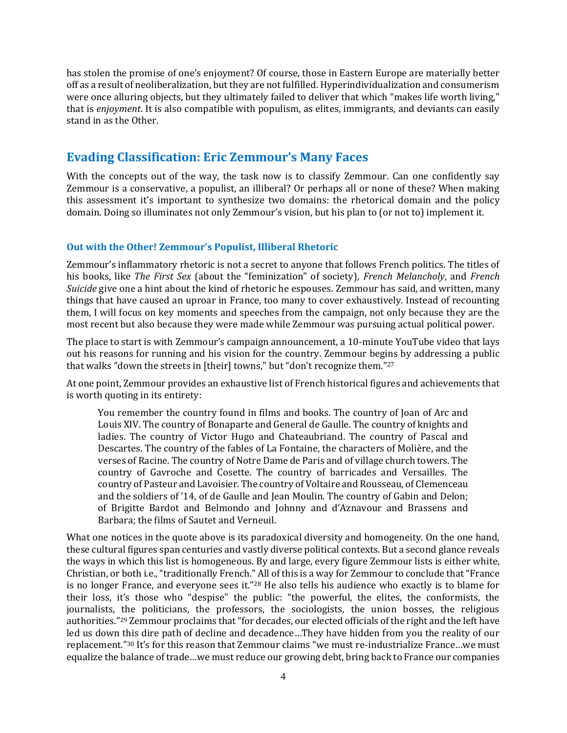has stolen the promise of one's enjoyment? Of course, those in Eastern Europe are materially better off as a result of neoliberalization, but they are not fulfilled. Hyperindividualization and consumerism were once alluring objects, but they ultimately failed to deliver that which "makes life worth living," that is *enjoyment*. It is also compatible with populism, as elites, immigrants, and deviants can easily stand in as the Other.

## Evading Classification: Eric Zemmour's Many Faces

With the concepts out of the way, the task now is to classify Zemmour. Can one confidently say Zemmour is a conservative, a populist, an illiberal? Or perhaps all or none of these? When making this assessment it's important to synthesize two domains: the rhetorical domain and the policy domain. Doing so illuminates not only Zemmour's vision, but his plan to (or not to) implement it.

### Out with the Other! Zemmour's Populist, Illiberal Rhetoric

Zemmour's inflammatory rhetoric is not a secret to anyone that follows French politics. The titles of his books, like *The First Sex* (about the "feminization" of society), *French Melancholy*, and *French Suicide* give one a hint about the kind of rhetoric he espouses. Zemmour has said, and written, many things that have caused an uproar in France, too many to cover exhaustively. Instead of recounting them, I will focus on key moments and speeches from the campaign, not only because they are the most recent but also because they were made while Zemmour was pursuing actual political power.

The place to start is with Zemmour's campaign announcement, a 10-minute YouTube video that lays out his reasons for running and his vision for the country. Zemmour begins by addressing a public that walks "down the streets in [their] towns," but "don't recognize them."[27]

At one point, Zemmour provides an exhaustive list of French historical figures and achievements that is worth quoting in its entirety:

> You remember the country found in films and books. The country of Joan of Arc and Louis XIV. The country of Bonaparte and General de Gaulle. The country of knights and ladies. The country of Victor Hugo and Chateaubriand. The country of Pascal and Descartes. The country of the fables of La Fontaine, the characters of Molière, and the verses of Racine. The country of Notre Dame de Paris and of village church towers. The country of Gavroche and Cosette. The country of barricades and Versailles. The country of Pasteur and Lavoisier. The country of Voltaire and Rousseau, of Clemenceau and the soldiers of '14, of de Gaulle and Jean Moulin. The country of Gabin and Delon; of Brigitte Bardot and Belmondo and Johnny and d'Aznavour and Brassens and Barbara; the films of Sautet and Verneuil.

What one notices in the quote above is its paradoxical diversity and homogeneity. On the one hand, these cultural figures span centuries and vastly diverse political contexts. But a second glance reveals the ways in which this list is homogeneous. By and large, every figure Zemmour lists is either white, Christian, or both i.e., "traditionally French." All of this is a way for Zemmour to conclude that "France is no longer France, and everyone sees it."[28] He also tells his audience who exactly is to blame for their loss, it's those who "despise" the public: "the powerful, the elites, the conformists, the journalists, the politicians, the professors, the sociologists, the union bosses, the religious authorities."[29] Zemmour proclaims that "for decades, our elected officials of the right and the left have led us down this dire path of decline and decadence…They have hidden from you the reality of our replacement."[30] It's for this reason that Zemmour claims "we must re-industrialize France…we must equalize the balance of trade…we must reduce our growing debt, bring back to France our companies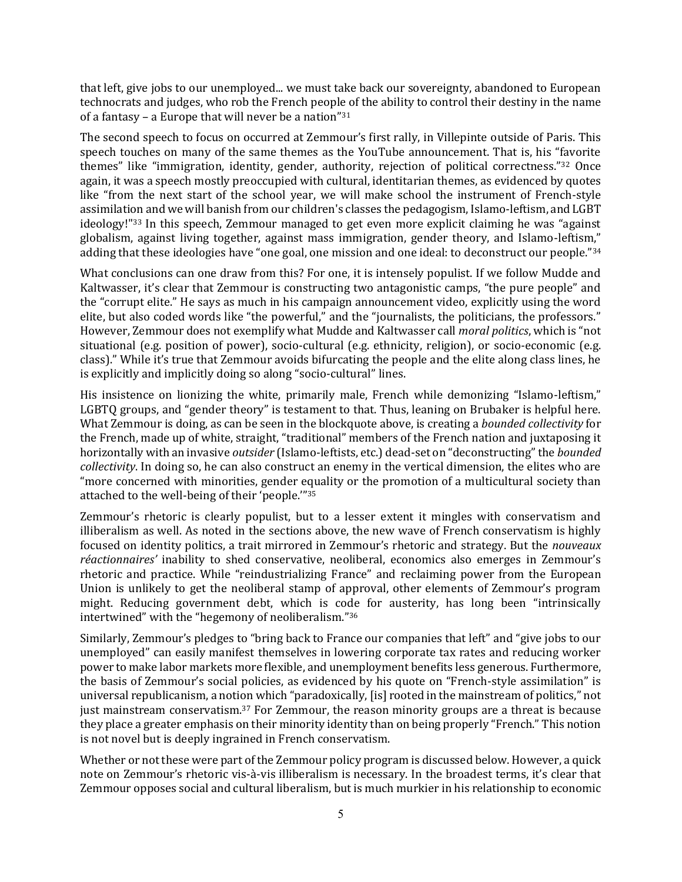that left, give jobs to our unemployed... we must take back our sovereignty, abandoned to European technocrats and judges, who rob the French people of the ability to control their destiny in the name of a fantasy – a Europe that will never be a nation"[31]

The second speech to focus on occurred at Zemmour's first rally, in Villepinte outside of Paris. This speech touches on many of the same themes as the YouTube announcement. That is, his "favorite themes" like "immigration, identity, gender, authority, rejection of political correctness."[32] Once again, it was a speech mostly preoccupied with cultural, identitarian themes, as evidenced by quotes like "from the next start of the school year, we will make school the instrument of French-style assimilation and we will banish from our children's classes the pedagogism, Islamo-leftism, and LGBT ideology!"[33] In this speech, Zemmour managed to get even more explicit claiming he was "against globalism, against living together, against mass immigration, gender theory, and Islamo-leftism," adding that these ideologies have "one goal, one mission and one ideal: to deconstruct our people."[34]

What conclusions can one draw from this? For one, it is intensely populist. If we follow Mudde and Kaltwasser, it's clear that Zemmour is constructing two antagonistic camps, "the pure people" and the "corrupt elite." He says as much in his campaign announcement video, explicitly using the word elite, but also coded words like "the powerful," and the "journalists, the politicians, the professors." However, Zemmour does not exemplify what Mudde and Kaltwasser call *moral politics*, which is "not situational (e.g. position of power), socio-cultural (e.g. ethnicity, religion), or socio-economic (e.g. class)." While it's true that Zemmour avoids bifurcating the people and the elite along class lines, he is explicitly and implicitly doing so along "socio-cultural" lines.

His insistence on lionizing the white, primarily male, French while demonizing "Islamo-leftism," LGBTQ groups, and "gender theory" is testament to that. Thus, leaning on Brubaker is helpful here. What Zemmour is doing, as can be seen in the blockquote above, is creating a *bounded collectivity* for the French, made up of white, straight, "traditional" members of the French nation and juxtaposing it horizontally with an invasive *outsider* (Islamo-leftists, etc.) dead-set on "deconstructing" the *bounded collectivity*. In doing so, he can also construct an enemy in the vertical dimension, the elites who are "more concerned with minorities, gender equality or the promotion of a multicultural society than attached to the well-being of their 'people.'"[35]

Zemmour's rhetoric is clearly populist, but to a lesser extent it mingles with conservatism and illiberalism as well. As noted in the sections above, the new wave of French conservatism is highly focused on identity politics, a trait mirrored in Zemmour's rhetoric and strategy. But the *nouveaux réactionnaires'* inability to shed conservative, neoliberal, economics also emerges in Zemmour's rhetoric and practice. While "reindustrializing France" and reclaiming power from the European Union is unlikely to get the neoliberal stamp of approval, other elements of Zemmour's program might. Reducing government debt, which is code for austerity, has long been "intrinsically intertwined" with the "hegemony of neoliberalism."[36]

Similarly, Zemmour's pledges to "bring back to France our companies that left" and "give jobs to our unemployed" can easily manifest themselves in lowering corporate tax rates and reducing worker power to make labor markets more flexible, and unemployment benefits less generous. Furthermore, the basis of Zemmour's social policies, as evidenced by his quote on "French-style assimilation" is universal republicanism, a notion which "paradoxically, [is] rooted in the mainstream of politics," not just mainstream conservatism.[37] For Zemmour, the reason minority groups are a threat is because they place a greater emphasis on their minority identity than on being properly "French." This notion is not novel but is deeply ingrained in French conservatism.

Whether or not these were part of the Zemmour policy program is discussed below. However, a quick note on Zemmour's rhetoric vis-à-vis illiberalism is necessary. In the broadest terms, it's clear that Zemmour opposes social and cultural liberalism, but is much murkier in his relationship to economic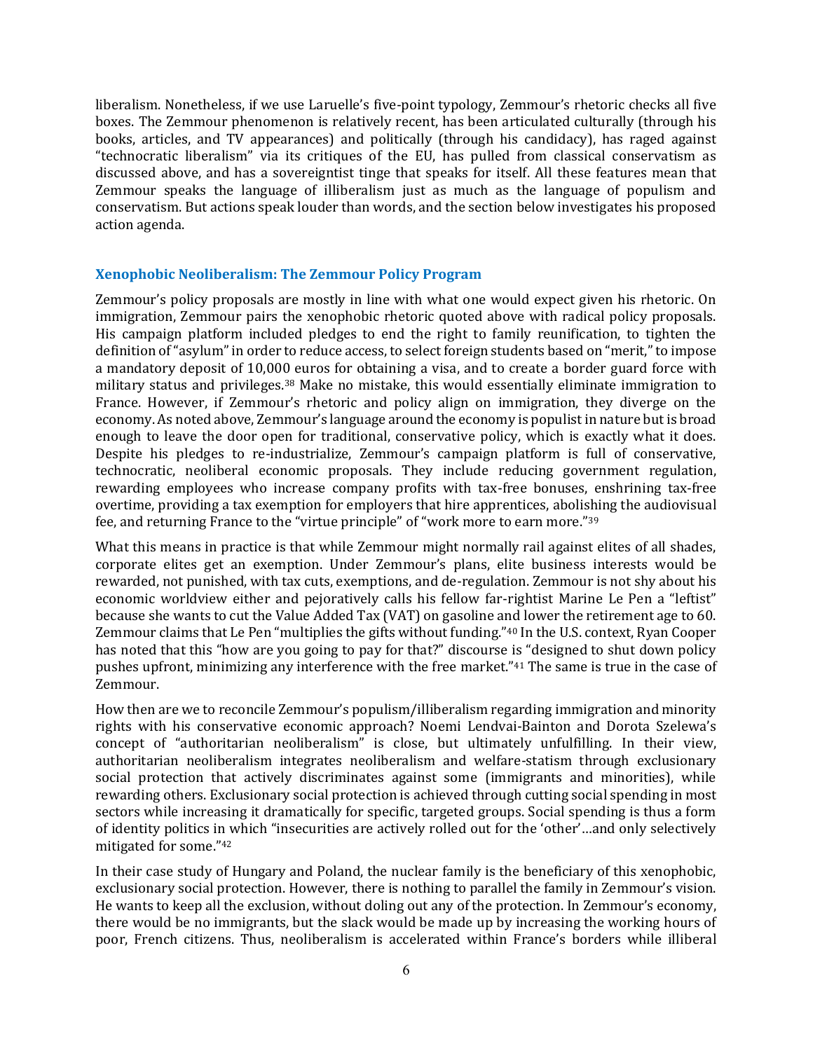liberalism. Nonetheless, if we use Laruelle's five-point typology, Zemmour's rhetoric checks all five boxes. The Zemmour phenomenon is relatively recent, has been articulated culturally (through his books, articles, and TV appearances) and politically (through his candidacy), has raged against "technocratic liberalism" via its critiques of the EU, has pulled from classical conservatism as discussed above, and has a sovereigntist tinge that speaks for itself. All these features mean that Zemmour speaks the language of illiberalism just as much as the language of populism and conservatism. But actions speak louder than words, and the section below investigates his proposed action agenda.

### Xenophobic Neoliberalism: The Zemmour Policy Program

Zemmour's policy proposals are mostly in line with what one would expect given his rhetoric. On immigration, Zemmour pairs the xenophobic rhetoric quoted above with radical policy proposals. His campaign platform included pledges to end the right to family reunification, to tighten the definition of "asylum" in order to reduce access, to select foreign students based on "merit," to impose a mandatory deposit of 10,000 euros for obtaining a visa, and to create a border guard force with military status and privileges.[38] Make no mistake, this would essentially eliminate immigration to France. However, if Zemmour's rhetoric and policy align on immigration, they diverge on the economy. As noted above, Zemmour's language around the economy is populist in nature but is broad enough to leave the door open for traditional, conservative policy, which is exactly what it does. Despite his pledges to re-industrialize, Zemmour's campaign platform is full of conservative, technocratic, neoliberal economic proposals. They include reducing government regulation, rewarding employees who increase company profits with tax-free bonuses, enshrining tax-free overtime, providing a tax exemption for employers that hire apprentices, abolishing the audiovisual fee, and returning France to the "virtue principle" of "work more to earn more."[39]

What this means in practice is that while Zemmour might normally rail against elites of all shades, corporate elites get an exemption. Under Zemmour's plans, elite business interests would be rewarded, not punished, with tax cuts, exemptions, and de-regulation. Zemmour is not shy about his economic worldview either and pejoratively calls his fellow far-rightist Marine Le Pen a "leftist" because she wants to cut the Value Added Tax (VAT) on gasoline and lower the retirement age to 60. Zemmour claims that Le Pen "multiplies the gifts without funding."[40] In the U.S. context, Ryan Cooper has noted that this "how are you going to pay for that?" discourse is "designed to shut down policy pushes upfront, minimizing any interference with the free market."[41] The same is true in the case of Zemmour.

How then are we to reconcile Zemmour's populism/illiberalism regarding immigration and minority rights with his conservative economic approach? Noemi Lendvai-Bainton and Dorota Szelewa's concept of "authoritarian neoliberalism" is close, but ultimately unfulfilling. In their view, authoritarian neoliberalism integrates neoliberalism and welfare-statism through exclusionary social protection that actively discriminates against some (immigrants and minorities), while rewarding others. Exclusionary social protection is achieved through cutting social spending in most sectors while increasing it dramatically for specific, targeted groups. Social spending is thus a form of identity politics in which "insecurities are actively rolled out for the 'other'…and only selectively mitigated for some."[42]

In their case study of Hungary and Poland, the nuclear family is the beneficiary of this xenophobic, exclusionary social protection. However, there is nothing to parallel the family in Zemmour's vision. He wants to keep all the exclusion, without doling out any of the protection. In Zemmour's economy, there would be no immigrants, but the slack would be made up by increasing the working hours of poor, French citizens. Thus, neoliberalism is accelerated within France's borders while illiberal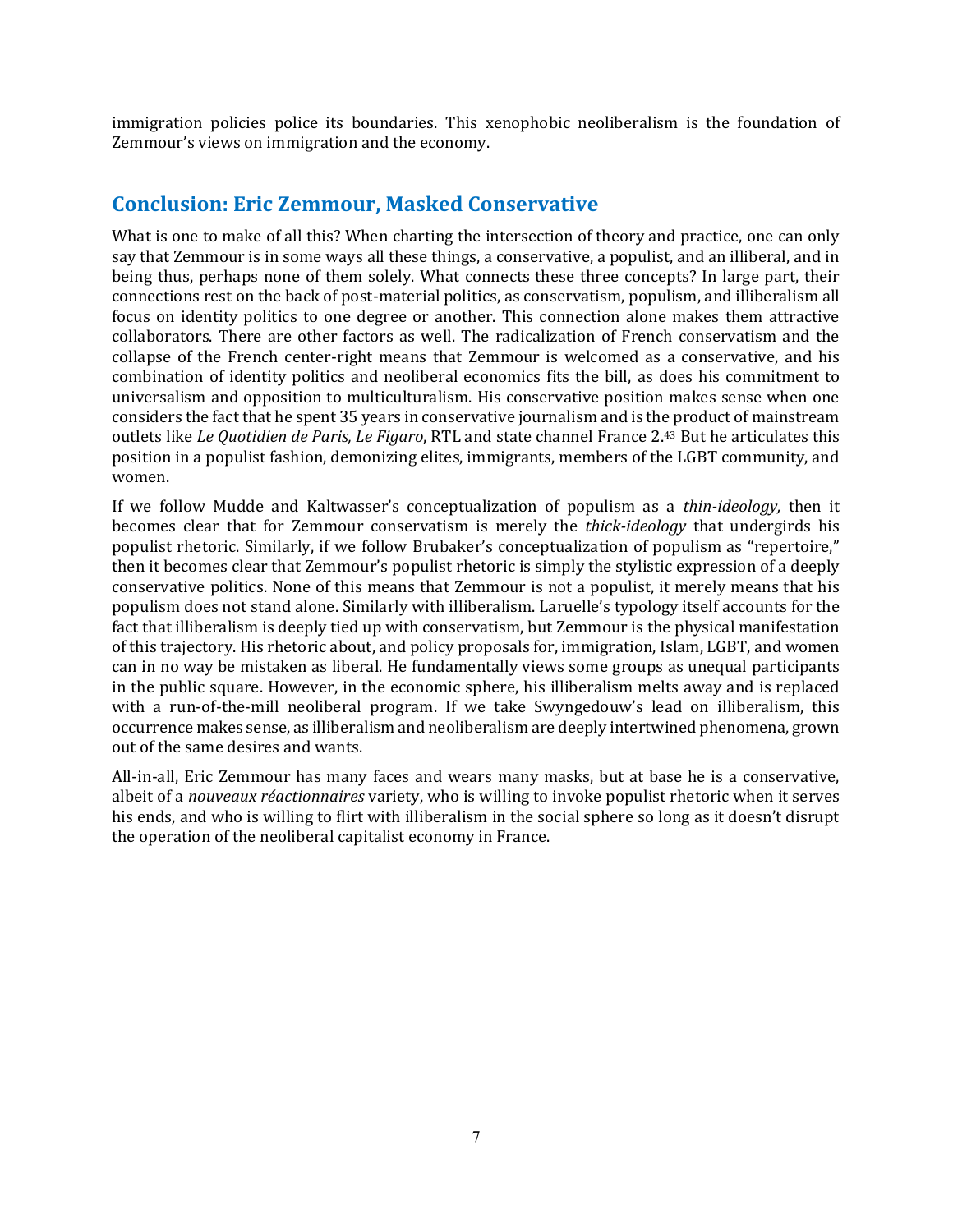immigration policies police its boundaries. This xenophobic neoliberalism is the foundation of Zemmour's views on immigration and the economy.

## Conclusion: Eric Zemmour, Masked Conservative

What is one to make of all this? When charting the intersection of theory and practice, one can only say that Zemmour is in some ways all these things, a conservative, a populist, and an illiberal, and in being thus, perhaps none of them solely. What connects these three concepts? In large part, their connections rest on the back of post-material politics, as conservatism, populism, and illiberalism all focus on identity politics to one degree or another. This connection alone makes them attractive collaborators. There are other factors as well. The radicalization of French conservatism and the collapse of the French center-right means that Zemmour is welcomed as a conservative, and his combination of identity politics and neoliberal economics fits the bill, as does his commitment to universalism and opposition to multiculturalism. His conservative position makes sense when one considers the fact that he spent 35 years in conservative journalism and is the product of mainstream outlets like *Le Quotidien de Paris, Le Figaro*, RTL and state channel France 2.[43] But he articulates this position in a populist fashion, demonizing elites, immigrants, members of the LGBT community, and women.

If we follow Mudde and Kaltwasser's conceptualization of populism as a *thin-ideology,* then it becomes clear that for Zemmour conservatism is merely the *thick-ideology* that undergirds his populist rhetoric. Similarly, if we follow Brubaker's conceptualization of populism as "repertoire," then it becomes clear that Zemmour's populist rhetoric is simply the stylistic expression of a deeply conservative politics. None of this means that Zemmour is not a populist, it merely means that his populism does not stand alone. Similarly with illiberalism. Laruelle's typology itself accounts for the fact that illiberalism is deeply tied up with conservatism, but Zemmour is the physical manifestation of this trajectory. His rhetoric about, and policy proposals for, immigration, Islam, LGBT, and women can in no way be mistaken as liberal. He fundamentally views some groups as unequal participants in the public square. However, in the economic sphere, his illiberalism melts away and is replaced with a run-of-the-mill neoliberal program. If we take Swyngedouw's lead on illiberalism, this occurrence makes sense, as illiberalism and neoliberalism are deeply intertwined phenomena, grown out of the same desires and wants.

All-in-all, Eric Zemmour has many faces and wears many masks, but at base he is a conservative, albeit of a *nouveaux réactionnaires* variety, who is willing to invoke populist rhetoric when it serves his ends, and who is willing to flirt with illiberalism in the social sphere so long as it doesn't disrupt the operation of the neoliberal capitalist economy in France.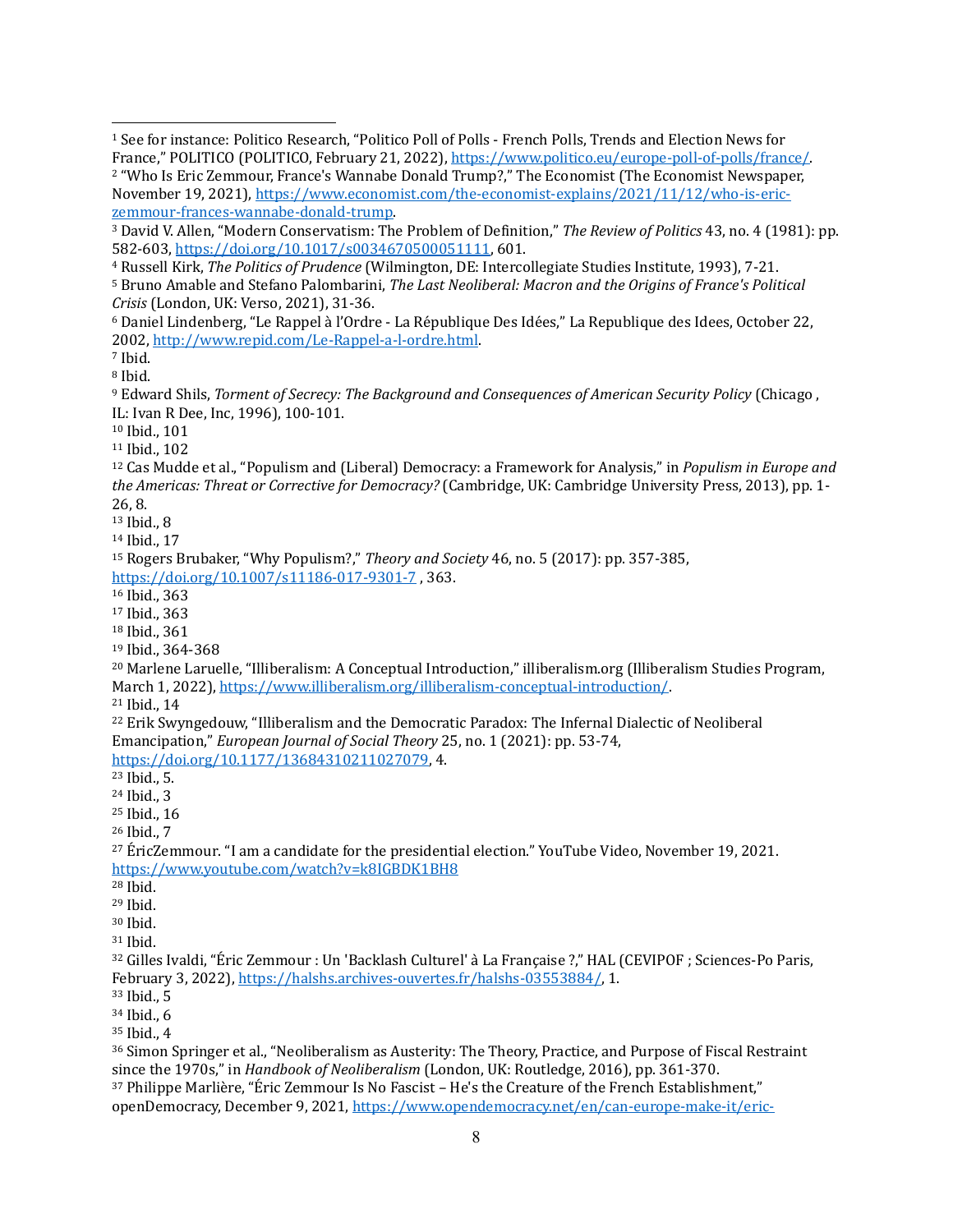[1] See for instance: Politico Research, "Politico Poll of Polls - French Polls, Trends and Election News for France," POLITICO (POLITICO, February 21, 2022), https://www.politico.eu/europe-poll-of-polls/france/.

[2] "Who Is Eric Zemmour, France's Wannabe Donald Trump?," The Economist (The Economist Newspaper, November 19, 2021), https://www.economist.com/the-economist-explains/2021/11/12/who-is-eric-zemmour-frances-wannabe-donald-trump.

[3] David V. Allen, "Modern Conservatism: The Problem of Definition," *The Review of Politics* 43, no. 4 (1981): pp. 582-603, https://doi.org/10.1017/s0034670500051111, 601.

[4] Russell Kirk, *The Politics of Prudence* (Wilmington, DE: Intercollegiate Studies Institute, 1993), 7-21.

[5] Bruno Amable and Stefano Palombarini, *The Last Neoliberal: Macron and the Origins of France's Political Crisis* (London, UK: Verso, 2021), 31-36.

[6] Daniel Lindenberg, "Le Rappel à l'Ordre - La République Des Idées," La Republique des Idees, October 22, 2002, http://www.repid.com/Le-Rappel-a-l-ordre.html.

[7] Ibid.

[8] Ibid.

[9] Edward Shils, *Torment of Secrecy: The Background and Consequences of American Security Policy* (Chicago , IL: Ivan R Dee, Inc, 1996), 100-101.

[10] Ibid., 101

[11] Ibid., 102

[12] Cas Mudde et al., "Populism and (Liberal) Democracy: a Framework for Analysis," in *Populism in Europe and the Americas: Threat or Corrective for Democracy?* (Cambridge, UK: Cambridge University Press, 2013), pp. 1-26, 8.

[13] Ibid., 8

[14] Ibid., 17

[15] Rogers Brubaker, "Why Populism?," *Theory and Society* 46, no. 5 (2017): pp. 357-385, https://doi.org/10.1007/s11186-017-9301-7 , 363.

[16] Ibid., 363

[17] Ibid., 363

[18] Ibid., 361

[19] Ibid., 364-368

[20] Marlene Laruelle, "Illiberalism: A Conceptual Introduction," illiberalism.org (Illiberalism Studies Program, March 1, 2022), https://www.illiberalism.org/illiberalism-conceptual-introduction/.

[21] Ibid., 14

[22] Erik Swyngedouw, "Illiberalism and the Democratic Paradox: The Infernal Dialectic of Neoliberal Emancipation," *European Journal of Social Theory* 25, no. 1 (2021): pp. 53-74, https://doi.org/10.1177/13684310211027079, 4.

[23] Ibid., 5.

[24] Ibid., 3

[25] Ibid., 16

[26] Ibid., 7

[27] ÉricZemmour. "I am a candidate for the presidential election." YouTube Video, November 19, 2021. https://www.youtube.com/watch?v=k8IGBDK1BH8

[28] Ibid.

[29] Ibid.

[30] Ibid.

[31] Ibid.

[32] Gilles Ivaldi, "Éric Zemmour : Un 'Backlash Culturel' à La Française ?," HAL (CEVIPOF ; Sciences-Po Paris, February 3, 2022), https://halshs.archives-ouvertes.fr/halshs-03553884/, 1.

[33] Ibid., 5

[34] Ibid., 6

[35] Ibid., 4

[36] Simon Springer et al., "Neoliberalism as Austerity: The Theory, Practice, and Purpose of Fiscal Restraint since the 1970s," in *Handbook of Neoliberalism* (London, UK: Routledge, 2016), pp. 361-370.

[37] Philippe Marlière, "Éric Zemmour Is No Fascist – He's the Creature of the French Establishment," openDemocracy, December 9, 2021, https://www.opendemocracy.net/en/can-europe-make-it/eric-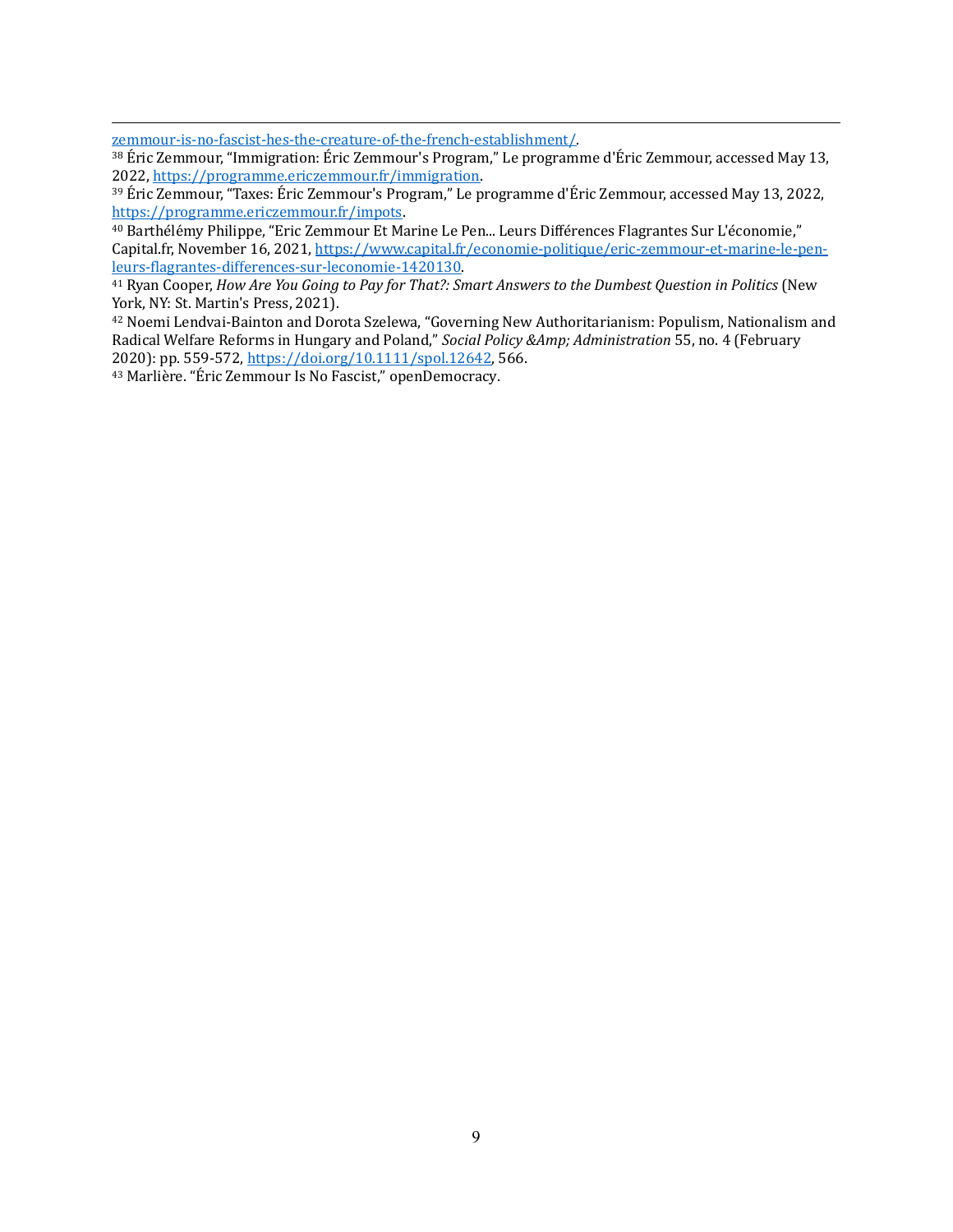zemmour-is-no-fascist-hes-the-creature-of-the-french-establishment/.

[38] Éric Zemmour, "Immigration: Éric Zemmour's Program," Le programme d'Éric Zemmour, accessed May 13, 2022, https://programme.ericzemmour.fr/immigration.

[39] Éric Zemmour, "Taxes: Éric Zemmour's Program," Le programme d'Éric Zemmour, accessed May 13, 2022, https://programme.ericzemmour.fr/impots.

[40] Barthélémy Philippe, "Eric Zemmour Et Marine Le Pen... Leurs Différences Flagrantes Sur L'économie," Capital.fr, November 16, 2021, https://www.capital.fr/economie-politique/eric-zemmour-et-marine-le-pen-leurs-flagrantes-differences-sur-leconomie-1420130.

[41] Ryan Cooper, *How Are You Going to Pay for That?: Smart Answers to the Dumbest Question in Politics* (New York, NY: St. Martin's Press, 2021).

[42] Noemi Lendvai-Bainton and Dorota Szelewa, "Governing New Authoritarianism: Populism, Nationalism and Radical Welfare Reforms in Hungary and Poland," *Social Policy &Amp; Administration* 55, no. 4 (February 2020): pp. 559-572, https://doi.org/10.1111/spol.12642, 566.

[43] Marlière. "Éric Zemmour Is No Fascist," openDemocracy.